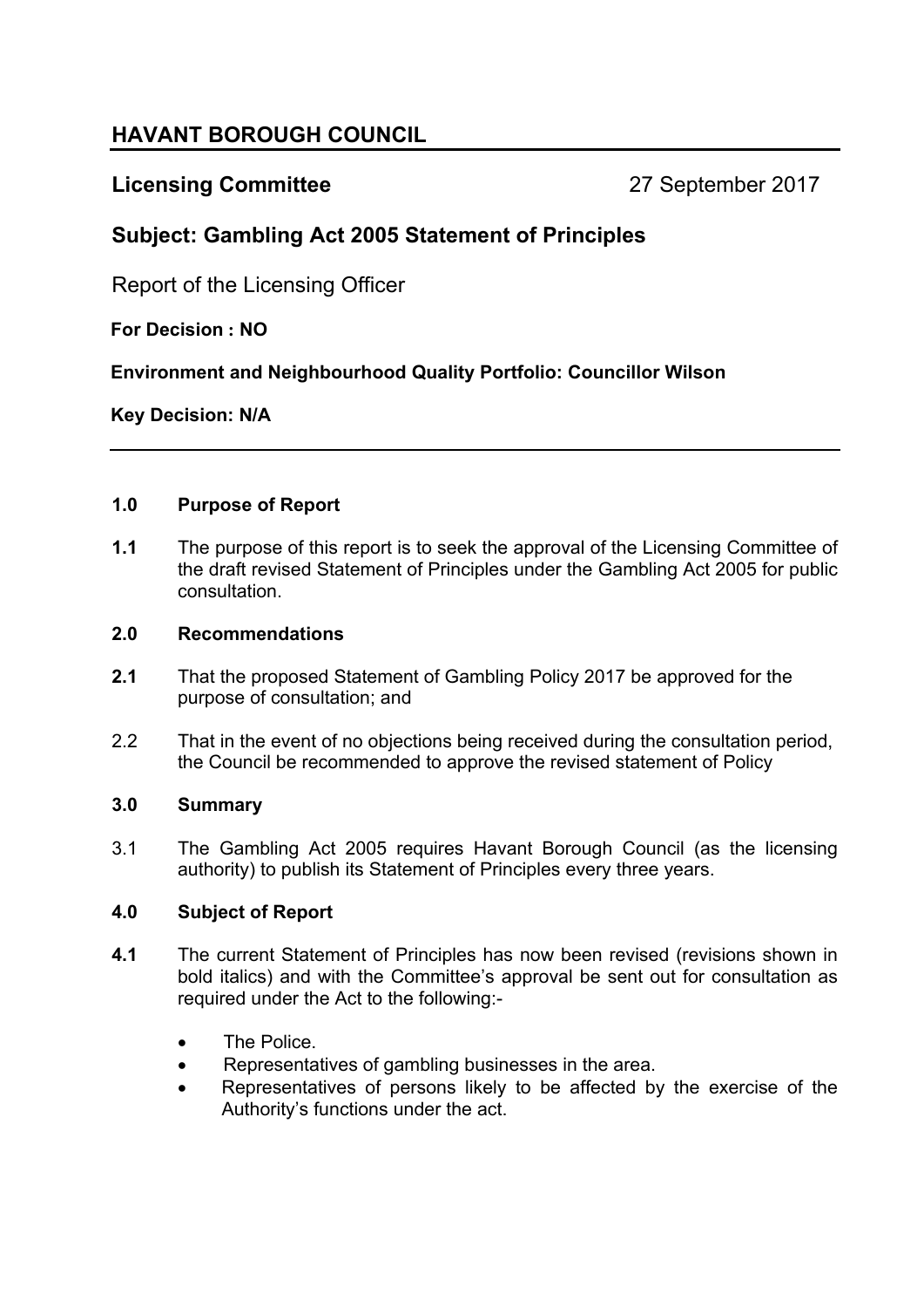# HAVANT BOROUGH COUNCIL

**Licensing Committee** 27 September 2017

## Subject: Gambling Act 2005 Statement of Principles

Report of the Licensing Officer

**For Decision : NO**

**Environment and Neighbourhood Quality Portfolio: Councillor Wilson**

**Key Decision: N/A**

---

**1.0 Purpose of Report**

**1.1** The purpose of this report is to seek the approval of the Licensing Committee of the draft revised Statement of Principles under the Gambling Act 2005 for public consultation.

**2.0 Recommendations**

**2.1** That the proposed Statement of Gambling Policy 2017 be approved for the purpose of consultation; and

2.2 That in the event of no objections being received during the consultation period, the Council be recommended to approve the revised statement of Policy

**3.0 Summary**

3.1 The Gambling Act 2005 requires Havant Borough Council (as the licensing authority) to publish its Statement of Principles every three years.

**4.0 Subject of Report**

**4.1** The current Statement of Principles has now been revised (revisions shown in bold italics) and with the Committee's approval be sent out for consultation as required under the Act to the following:-

- The Police.
- Representatives of gambling businesses in the area.
- Representatives of persons likely to be affected by the exercise of the Authority's functions under the act.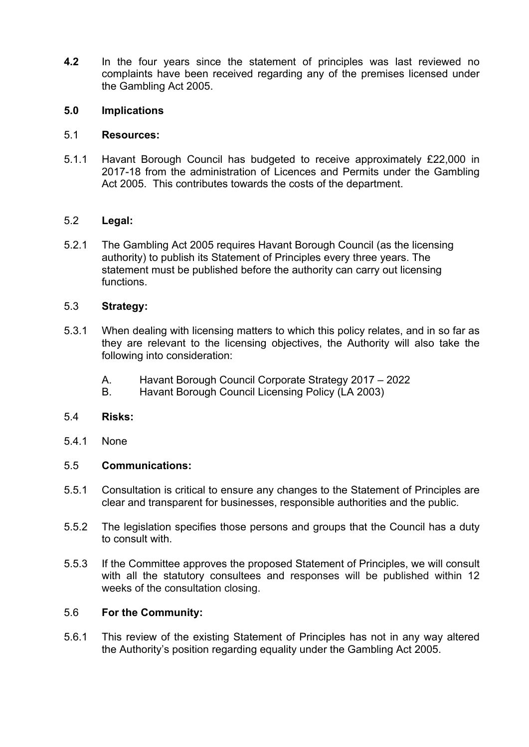**4.2** In the four years since the statement of principles was last reviewed no complaints have been received regarding any of the premises licensed under the Gambling Act 2005.

## 5.0 Implications

### 5.1 Resources:

5.1.1 Havant Borough Council has budgeted to receive approximately £22,000 in 2017-18 from the administration of Licences and Permits under the Gambling Act 2005. This contributes towards the costs of the department.

### 5.2 Legal:

5.2.1 The Gambling Act 2005 requires Havant Borough Council (as the licensing authority) to publish its Statement of Principles every three years. The statement must be published before the authority can carry out licensing functions.

### 5.3 Strategy:

5.3.1 When dealing with licensing matters to which this policy relates, and in so far as they are relevant to the licensing objectives, the Authority will also take the following into consideration:

A. Havant Borough Council Corporate Strategy 2017 – 2022
B. Havant Borough Council Licensing Policy (LA 2003)

### 5.4 Risks:

5.4.1 None

### 5.5 Communications:

5.5.1 Consultation is critical to ensure any changes to the Statement of Principles are clear and transparent for businesses, responsible authorities and the public.

5.5.2 The legislation specifies those persons and groups that the Council has a duty to consult with.

5.5.3 If the Committee approves the proposed Statement of Principles, we will consult with all the statutory consultees and responses will be published within 12 weeks of the consultation closing.

### 5.6 For the Community:

5.6.1 This review of the existing Statement of Principles has not in any way altered the Authority's position regarding equality under the Gambling Act 2005.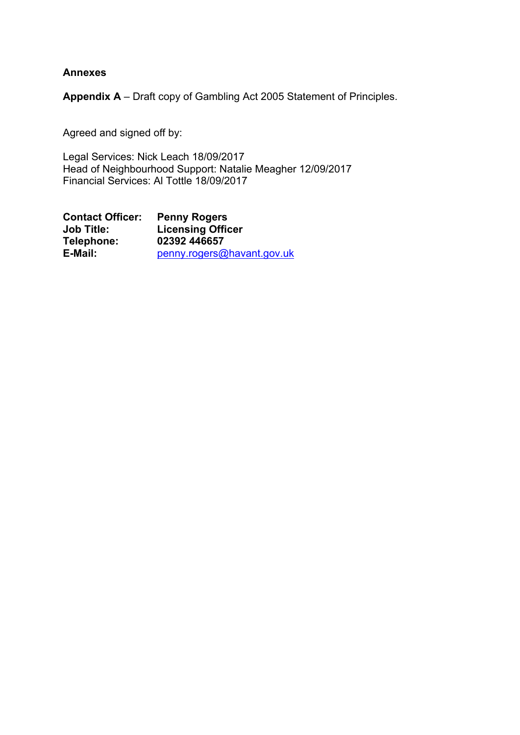**Annexes**

**Appendix A** – Draft copy of Gambling Act 2005 Statement of Principles.

Agreed and signed off by:

Legal Services: Nick Leach 18/09/2017
Head of Neighbourhood Support: Natalie Meagher 12/09/2017
Financial Services: Al Tottle 18/09/2017

**Contact Officer:** **Penny Rogers**
**Job Title:** **Licensing Officer**
**Telephone:** **02392 446657**
**E-Mail:** penny.rogers@havant.gov.uk